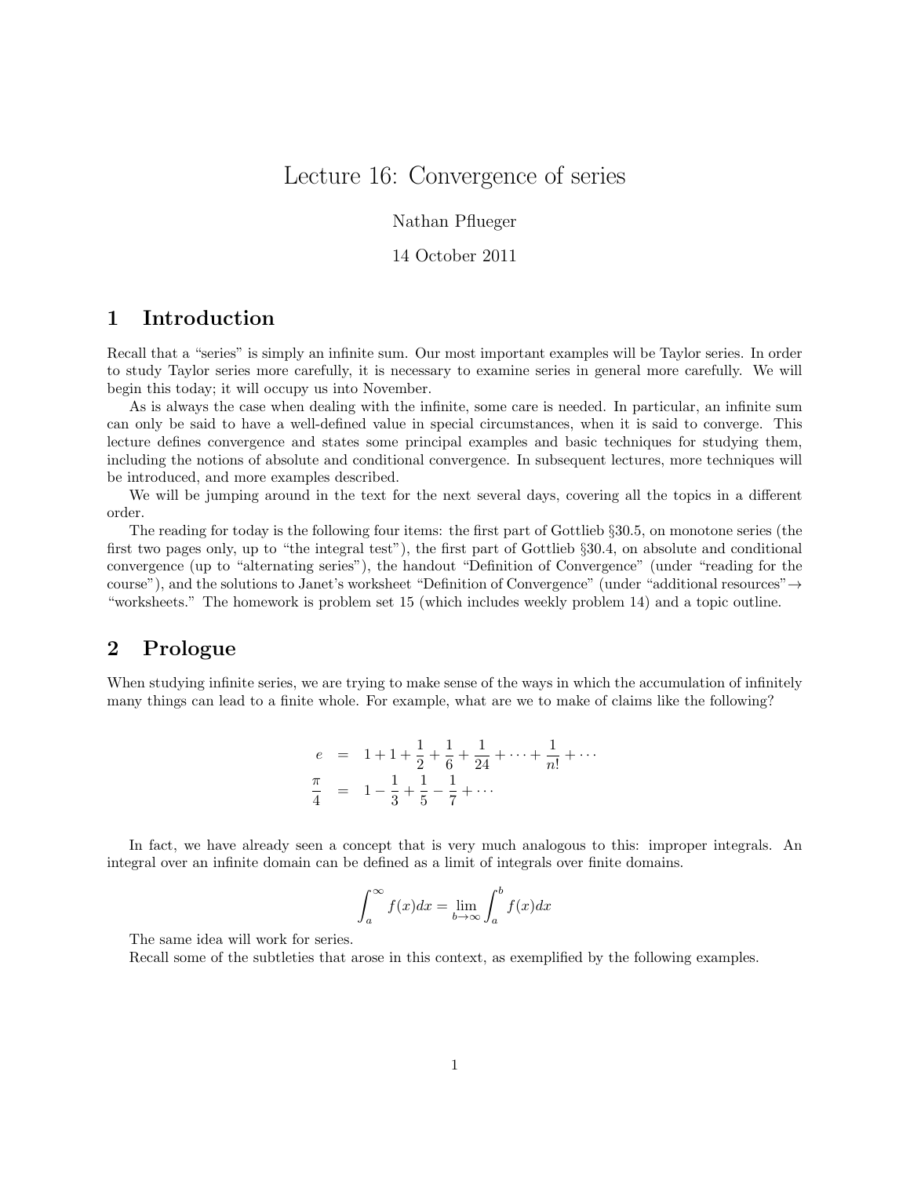# Lecture 16: Convergence of series

Nathan Pflueger

14 October 2011

## 1 Introduction

Recall that a "series" is simply an infinite sum. Our most important examples will be Taylor series. In order to study Taylor series more carefully, it is necessary to examine series in general more carefully. We will begin this today; it will occupy us into November.

As is always the case when dealing with the infinite, some care is needed. In particular, an infinite sum can only be said to have a well-defined value in special circumstances, when it is said to converge. This lecture defines convergence and states some principal examples and basic techniques for studying them, including the notions of absolute and conditional convergence. In subsequent lectures, more techniques will be introduced, and more examples described.

We will be jumping around in the text for the next several days, covering all the topics in a different order.

The reading for today is the following four items: the first part of Gottlieb §30.5, on monotone series (the first two pages only, up to "the integral test"), the first part of Gottlieb §30.4, on absolute and conditional convergence (up to "alternating series"), the handout "Definition of Convergence" (under "reading for the course"), and the solutions to Janet's worksheet "Definition of Convergence" (under "additional resources"→ "worksheets." The homework is problem set 15 (which includes weekly problem 14) and a topic outline.

## 2 Prologue

When studying infinite series, we are trying to make sense of the ways in which the accumulation of infinitely many things can lead to a finite whole. For example, what are we to make of claims like the following?

$$\begin{aligned} e &= 1 + 1 + \frac{1}{2} + \frac{1}{6} + \frac{1}{24} + \cdots + \frac{1}{n!} + \cdots \\ \frac{\pi}{4} &= 1 - \frac{1}{3} + \frac{1}{5} - \frac{1}{7} + \cdots \end{aligned}$$

In fact, we have already seen a concept that is very much analogous to this: improper integrals. An integral over an infinite domain can be defined as a limit of integrals over finite domains.

$$\int_a^\infty f(x)dx = \lim_{b \to \infty} \int_a^b f(x)dx$$

The same idea will work for series.

Recall some of the subtleties that arose in this context, as exemplified by the following examples.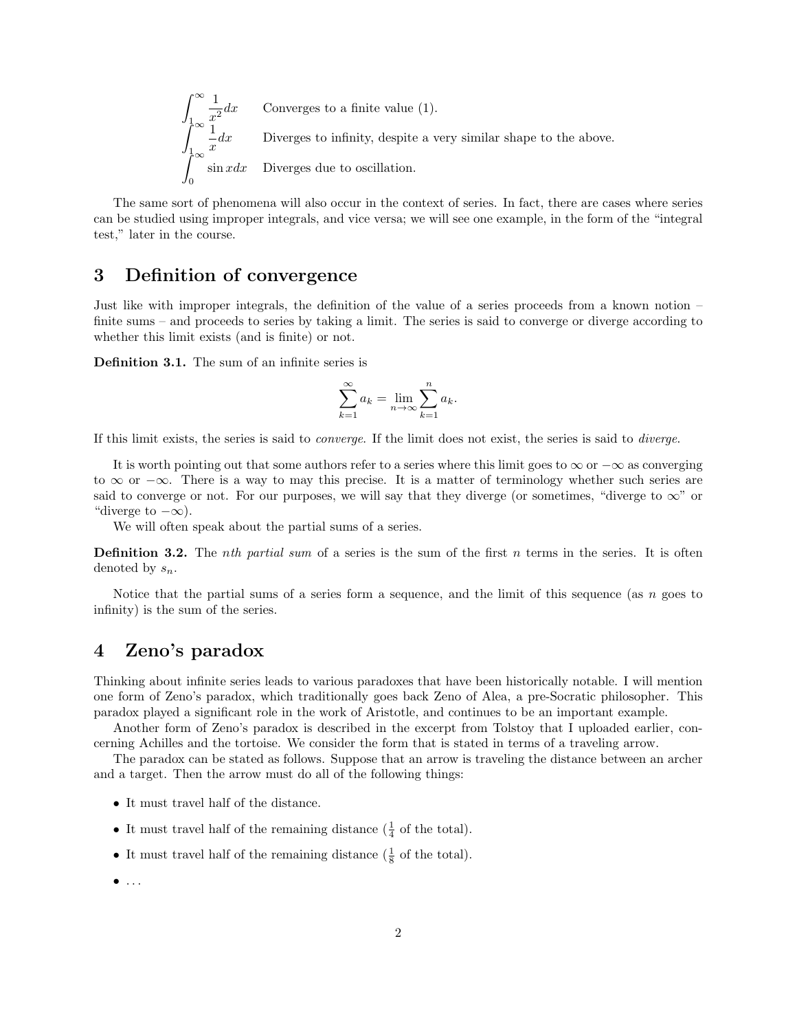$$\int_1^\infty \frac{1}{x^2}dx \qquad \text{Converges to a finite value (1).}$$

$$\int_1^\infty \frac{1}{x}dx \qquad \text{Diverges to infinity, despite a very similar shape to the above.}$$

$$\int_0^\infty \sin x dx \qquad \text{Diverges due to oscillation.}$$

The same sort of phenomena will also occur in the context of series. In fact, there are cases where series can be studied using improper integrals, and vice versa; we will see one example, in the form of the "integral test," later in the course.

## 3 Definition of convergence

Just like with improper integrals, the definition of the value of a series proceeds from a known notion – finite sums – and proceeds to series by taking a limit. The series is said to converge or diverge according to whether this limit exists (and is finite) or not.

**Definition 3.1.** The sum of an infinite series is

$$\sum_{k=1}^{\infty} a_k = \lim_{n\to\infty} \sum_{k=1}^{n} a_k.$$

If this limit exists, the series is said to *converge*. If the limit does not exist, the series is said to *diverge*.

It is worth pointing out that some authors refer to a series where this limit goes to $\infty$ or $-\infty$ as converging to $\infty$ or $-\infty$. There is a way to may this precise. It is a matter of terminology whether such series are said to converge or not. For our purposes, we will say that they diverge (or sometimes, "diverge to $\infty$" or "diverge to $-\infty$).

We will often speak about the partial sums of a series.

**Definition 3.2.** The *nth partial sum* of a series is the sum of the first $n$ terms in the series. It is often denoted by $s_n$.

Notice that the partial sums of a series form a sequence, and the limit of this sequence (as $n$ goes to infinity) is the sum of the series.

## 4 Zeno's paradox

Thinking about infinite series leads to various paradoxes that have been historically notable. I will mention one form of Zeno's paradox, which traditionally goes back Zeno of Alea, a pre-Socratic philosopher. This paradox played a significant role in the work of Aristotle, and continues to be an important example.

Another form of Zeno's paradox is described in the excerpt from Tolstoy that I uploaded earlier, concerning Achilles and the tortoise. We consider the form that is stated in terms of a traveling arrow.

The paradox can be stated as follows. Suppose that an arrow is traveling the distance between an archer and a target. Then the arrow must do all of the following things:

- It must travel half of the distance.
- It must travel half of the remaining distance ($\frac{1}{4}$ of the total).
- It must travel half of the remaining distance ($\frac{1}{8}$ of the total).
- ...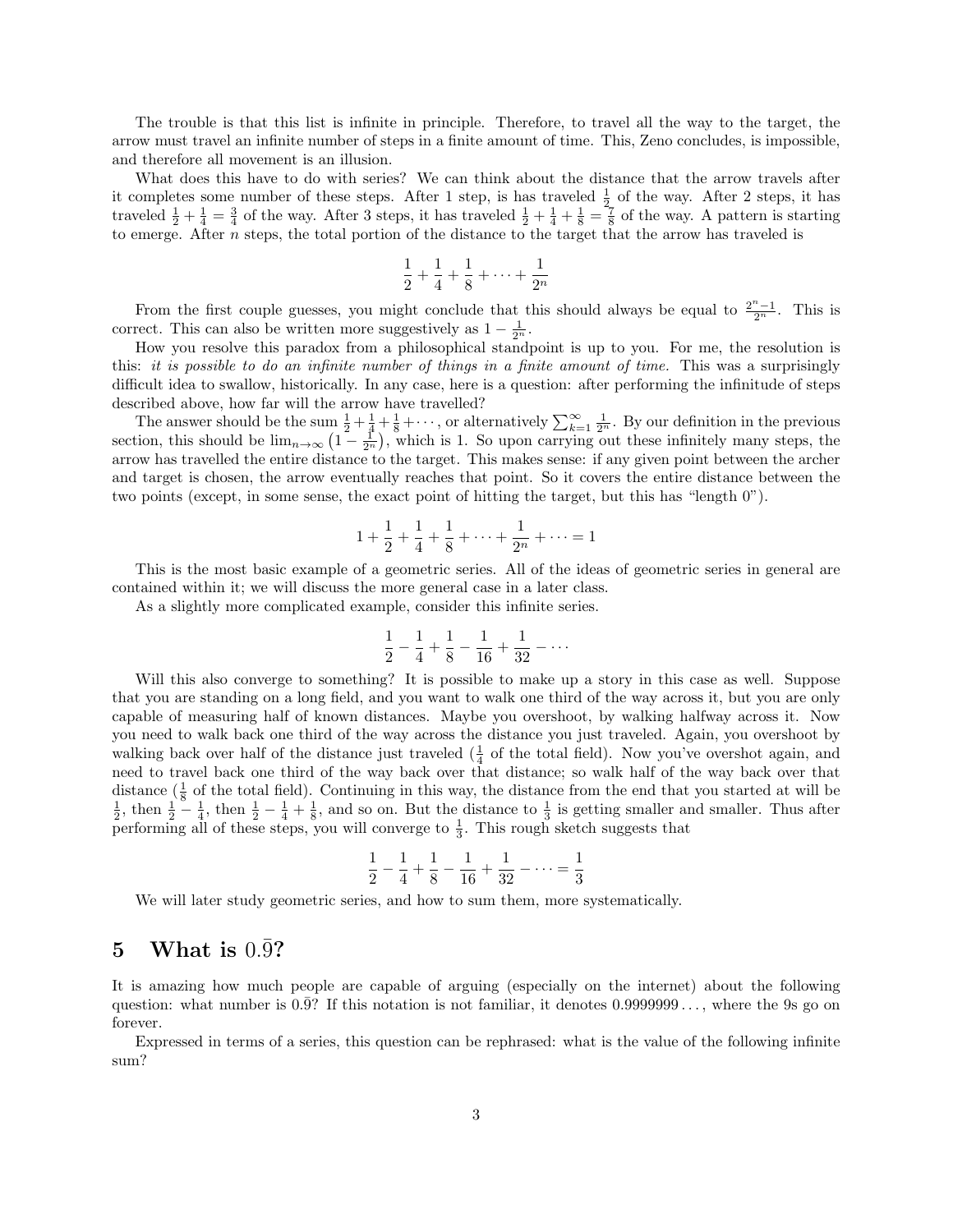The trouble is that this list is infinite in principle. Therefore, to travel all the way to the target, the arrow must travel an infinite number of steps in a finite amount of time. This, Zeno concludes, is impossible, and therefore all movement is an illusion.

What does this have to do with series? We can think about the distance that the arrow travels after it completes some number of these steps. After 1 step, is has traveled $\frac{1}{2}$ of the way. After 2 steps, it has traveled $\frac{1}{2} + \frac{1}{4} = \frac{3}{4}$ of the way. After 3 steps, it has traveled $\frac{1}{2} + \frac{1}{4} + \frac{1}{8} = \frac{7}{8}$ of the way. A pattern is starting to emerge. After $n$ steps, the total portion of the distance to the target that the arrow has traveled is

$$\frac{1}{2} + \frac{1}{4} + \frac{1}{8} + \cdots + \frac{1}{2^n}$$

From the first couple guesses, you might conclude that this should always be equal to $\frac{2^n-1}{2^n}$. This is correct. This can also be written more suggestively as $1 - \frac{1}{2^n}$.

How you resolve this paradox from a philosophical standpoint is up to you. For me, the resolution is this: *it is possible to do an infinite number of things in a finite amount of time.* This was a surprisingly difficult idea to swallow, historically. In any case, here is a question: after performing the infinitude of steps described above, how far will the arrow have travelled?

The answer should be the sum $\frac{1}{2} + \frac{1}{4} + \frac{1}{8} + \cdots$, or alternatively $\sum_{k=1}^{\infty} \frac{1}{2^n}$. By our definition in the previous section, this should be $\lim_{n\to\infty} \left(1 - \frac{1}{2^n}\right)$, which is 1. So upon carrying out these infinitely many steps, the arrow has travelled the entire distance to the target. This makes sense: if any given point between the archer and target is chosen, the arrow eventually reaches that point. So it covers the entire distance between the two points (except, in some sense, the exact point of hitting the target, but this has "length 0").

$$1 + \frac{1}{2} + \frac{1}{4} + \frac{1}{8} + \cdots + \frac{1}{2^n} + \cdots = 1$$

This is the most basic example of a geometric series. All of the ideas of geometric series in general are contained within it; we will discuss the more general case in a later class.

As a slightly more complicated example, consider this infinite series.

$$\frac{1}{2} - \frac{1}{4} + \frac{1}{8} - \frac{1}{16} + \frac{1}{32} - \cdots$$

Will this also converge to something? It is possible to make up a story in this case as well. Suppose that you are standing on a long field, and you want to walk one third of the way across it, but you are only capable of measuring half of known distances. Maybe you overshoot, by walking halfway across it. Now you need to walk back one third of the way across the distance you just traveled. Again, you overshoot by walking back over half of the distance just traveled ($\frac{1}{4}$ of the total field). Now you've overshot again, and need to travel back one third of the way back over that distance; so walk half of the way back over that distance ($\frac{1}{8}$ of the total field). Continuing in this way, the distance from the end that you started at will be $\frac{1}{2}$, then $\frac{1}{2} - \frac{1}{4}$, then $\frac{1}{2} - \frac{1}{4} + \frac{1}{8}$, and so on. But the distance to $\frac{1}{3}$ is getting smaller and smaller. Thus after performing all of these steps, you will converge to $\frac{1}{3}$. This rough sketch suggests that

$$\frac{1}{2} - \frac{1}{4} + \frac{1}{8} - \frac{1}{16} + \frac{1}{32} - \cdots = \frac{1}{3}$$

We will later study geometric series, and how to sum them, more systematically.

## 5 What is $0.\bar{9}$?

It is amazing how much people are capable of arguing (especially on the internet) about the following question: what number is $0.\bar{9}$? If this notation is not familiar, it denotes $0.9999999\ldots$, where the 9s go on forever.

Expressed in terms of a series, this question can be rephrased: what is the value of the following infinite sum?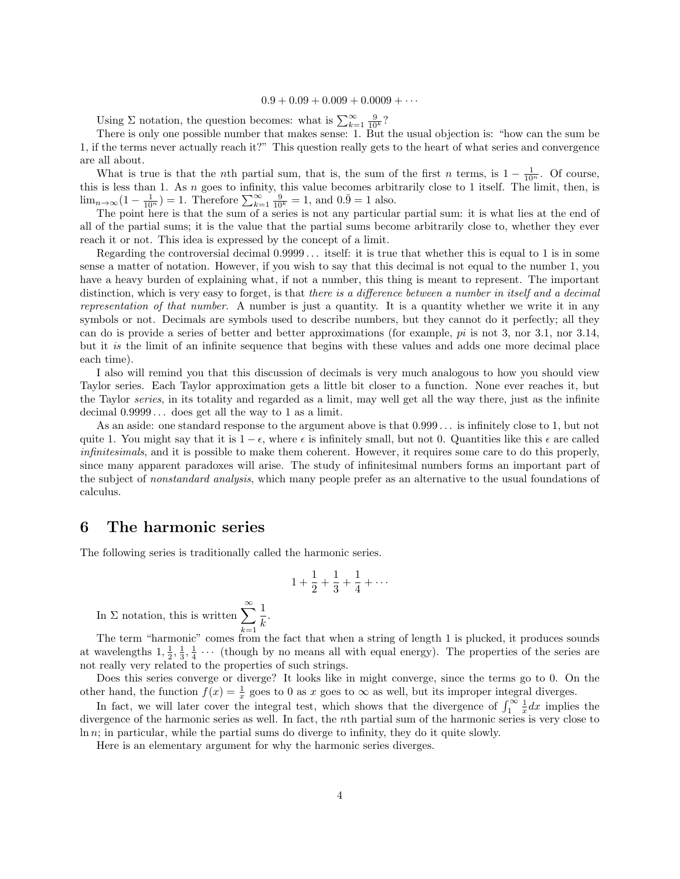$$0.9 + 0.09 + 0.009 + 0.0009 + \cdots$$

Using $\Sigma$ notation, the question becomes: what is $\sum_{k=1}^{\infty} \frac{9}{10^k}$?

There is only one possible number that makes sense: 1. But the usual objection is: "how can the sum be 1, if the terms never actually reach it?" This question really gets to the heart of what series and convergence are all about.

What is true is that the $n$th partial sum, that is, the sum of the first $n$ terms, is $1 - \frac{1}{10^n}$. Of course, this is less than 1. As $n$ goes to infinity, this value becomes arbitrarily close to 1 itself. The limit, then, is $\lim_{n\to\infty}(1 - \frac{1}{10^n}) = 1$. Therefore $\sum_{k=1}^{\infty} \frac{9}{10^k} = 1$, and $0.\bar{9} = 1$ also.

The point here is that the sum of a series is not any particular partial sum: it is what lies at the end of all of the partial sums; it is the value that the partial sums become arbitrarily close to, whether they ever reach it or not. This idea is expressed by the concept of a limit.

Regarding the controversial decimal $0.9999\ldots$ itself: it is true that whether this is equal to 1 is in some sense a matter of notation. However, if you wish to say that this decimal is not equal to the number 1, you have a heavy burden of explaining what, if not a number, this thing is meant to represent. The important distinction, which is very easy to forget, is that *there is a difference between a number in itself and a decimal representation of that number*. A number is just a quantity. It is a quantity whether we write it in any symbols or not. Decimals are symbols used to describe numbers, but they cannot do it perfectly; all they can do is provide a series of better and better approximations (for example, *pi* is not 3, nor 3.1, nor 3.14, but it *is* the limit of an infinite sequence that begins with these values and adds one more decimal place each time).

I also will remind you that this discussion of decimals is very much analogous to how you should view Taylor series. Each Taylor approximation gets a little bit closer to a function. None ever reaches it, but the Taylor *series*, in its totality and regarded as a limit, may well get all the way there, just as the infinite decimal $0.9999\ldots$ does get all the way to 1 as a limit.

As an aside: one standard response to the argument above is that $0.999\ldots$ is infinitely close to 1, but not quite 1. You might say that it is $1 - \epsilon$, where $\epsilon$ is infinitely small, but not 0. Quantities like this $\epsilon$ are called *infinitesimals*, and it is possible to make them coherent. However, it requires some care to do this properly, since many apparent paradoxes will arise. The study of infinitesimal numbers forms an important part of the subject of *nonstandard analysis*, which many people prefer as an alternative to the usual foundations of calculus.

## 6 The harmonic series

The following series is traditionally called the harmonic series.

$$1 + \frac{1}{2} + \frac{1}{3} + \frac{1}{4} + \cdots$$

In $\Sigma$ notation, this is written $\displaystyle\sum_{k=1}^{\infty} \frac{1}{k}$.

The term "harmonic" comes from the fact that when a string of length 1 is plucked, it produces sounds at wavelengths $1, \frac{1}{2}, \frac{1}{3}, \frac{1}{4} \cdots$ (though by no means all with equal energy). The properties of the series are not really very related to the properties of such strings.

Does this series converge or diverge? It looks like in might converge, since the terms go to 0. On the other hand, the function $f(x) = \frac{1}{x}$ goes to 0 as $x$ goes to $\infty$ as well, but its improper integral diverges.

In fact, we will later cover the integral test, which shows that the divergence of $\int_1^{\infty} \frac{1}{x}dx$ implies the divergence of the harmonic series as well. In fact, the $n$th partial sum of the harmonic series is very close to $\ln n$; in particular, while the partial sums do diverge to infinity, they do it quite slowly.

Here is an elementary argument for why the harmonic series diverges.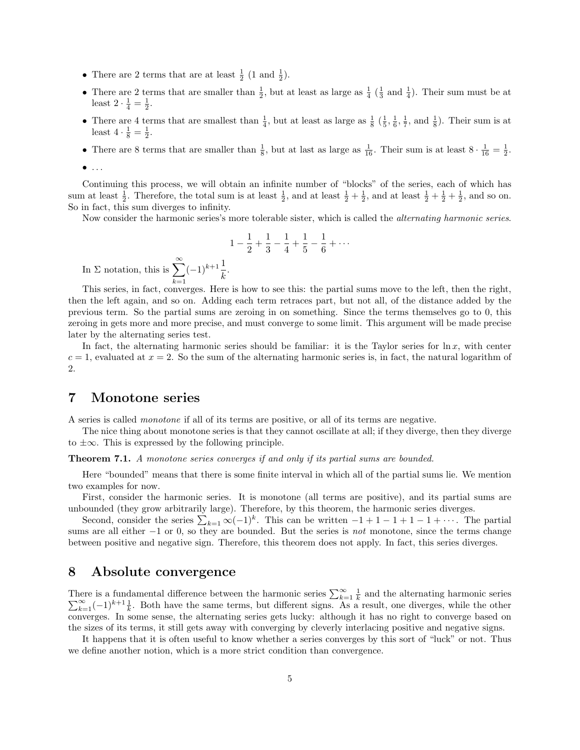- There are 2 terms that are at least $\frac{1}{2}$ (1 and $\frac{1}{2}$).
- There are 2 terms that are smaller than $\frac{1}{2}$, but at least as large as $\frac{1}{4}$ ($\frac{1}{3}$ and $\frac{1}{4}$). Their sum must be at least $2 \cdot \frac{1}{4} = \frac{1}{2}$.
- There are 4 terms that are smallest than $\frac{1}{4}$, but at least as large as $\frac{1}{8}$ ($\frac{1}{5}, \frac{1}{6}, \frac{1}{7}$, and $\frac{1}{8}$). Their sum is at least $4 \cdot \frac{1}{8} = \frac{1}{2}$.
- There are 8 terms that are smaller than $\frac{1}{8}$, but at last as large as $\frac{1}{16}$. Their sum is at least $8 \cdot \frac{1}{16} = \frac{1}{2}$.
- ...

Continuing this process, we will obtain an infinite number of "blocks" of the series, each of which has sum at least $\frac{1}{2}$. Therefore, the total sum is at least $\frac{1}{2}$, and at least $\frac{1}{2} + \frac{1}{2}$, and at least $\frac{1}{2} + \frac{1}{2} + \frac{1}{2}$, and so on. So in fact, this sum diverges to infinity.

Now consider the harmonic series's more tolerable sister, which is called the *alternating harmonic series*.

$$1 - \frac{1}{2} + \frac{1}{3} - \frac{1}{4} + \frac{1}{5} - \frac{1}{6} + \cdots$$

In $\Sigma$ notation, this is $\displaystyle\sum_{k=1}^{\infty} (-1)^{k+1} \frac{1}{k}$.

This series, in fact, converges. Here is how to see this: the partial sums move to the left, then the right, then the left again, and so on. Adding each term retraces part, but not all, of the distance added by the previous term. So the partial sums are zeroing in on something. Since the terms themselves go to 0, this zeroing in gets more and more precise, and must converge to some limit. This argument will be made precise later by the alternating series test.

In fact, the alternating harmonic series should be familiar: it is the Taylor series for $\ln x$, with center $c = 1$, evaluated at $x = 2$. So the sum of the alternating harmonic series is, in fact, the natural logarithm of 2.

## 7 Monotone series

A series is called *monotone* if all of its terms are positive, or all of its terms are negative.

The nice thing about monotone series is that they cannot oscillate at all; if they diverge, then they diverge to $\pm\infty$. This is expressed by the following principle.

**Theorem 7.1.** *A monotone series converges if and only if its partial sums are bounded.*

Here "bounded" means that there is some finite interval in which all of the partial sums lie. We mention two examples for now.

First, consider the harmonic series. It is monotone (all terms are positive), and its partial sums are unbounded (they grow arbitrarily large). Therefore, by this theorem, the harmonic series diverges.

Second, consider the series $\sum_{k=1} \infty (-1)^k$. This can be written $-1 + 1 - 1 + 1 - 1 + \cdots$. The partial sums are all either $-1$ or 0, so they are bounded. But the series is *not* monotone, since the terms change between positive and negative sign. Therefore, this theorem does not apply. In fact, this series diverges.

## 8 Absolute convergence

There is a fundamental difference between the harmonic series $\sum_{k=1}^{\infty} \frac{1}{k}$ and the alternating harmonic series $\sum_{k=1}^{\infty} (-1)^{k+1} \frac{1}{k}$. Both have the same terms, but different signs. As a result, one diverges, while the other converges. In some sense, the alternating series gets lucky: although it has no right to converge based on the sizes of its terms, it still gets away with converging by cleverly interlacing positive and negative signs.

It happens that it is often useful to know whether a series converges by this sort of "luck" or not. Thus we define another notion, which is a more strict condition than convergence.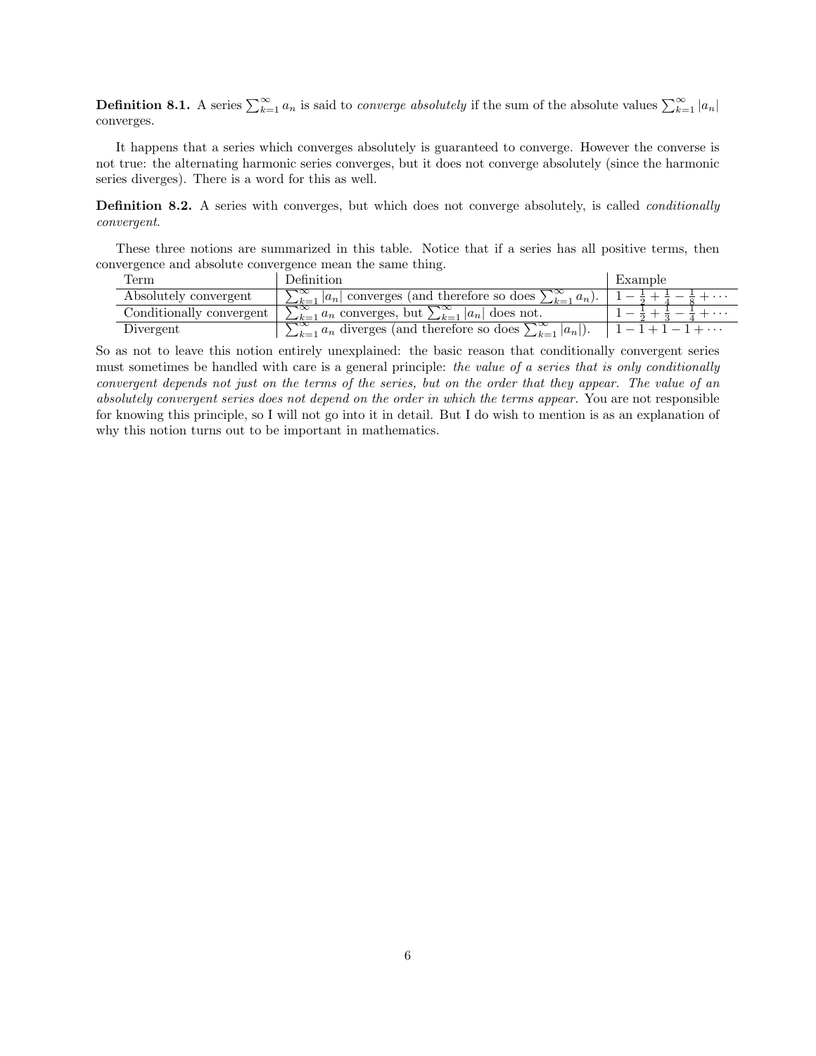**Definition 8.1.** A series $\sum_{k=1}^{\infty} a_n$ is said to *converge absolutely* if the sum of the absolute values $\sum_{k=1}^{\infty} |a_n|$ converges.

It happens that a series which converges absolutely is guaranteed to converge. However the converse is not true: the alternating harmonic series converges, but it does not converge absolutely (since the harmonic series diverges). There is a word for this as well.

**Definition 8.2.** A series with converges, but which does not converge absolutely, is called *conditionally convergent*.

These three notions are summarized in this table. Notice that if a series has all positive terms, then convergence and absolute convergence mean the same thing.

| Term | Definition | Example |
|---|---|---|
| Absolutely convergent | $\sum_{k=1}^{\infty} \|a_n\|$ converges (and therefore so does $\sum_{k=1}^{\infty} a_n$). | $1 - \frac{1}{2} + \frac{1}{4} - \frac{1}{8} + \cdots$ |
| Conditionally convergent | $\sum_{k=1}^{\infty} a_n$ converges, but $\sum_{k=1}^{\infty} \|a_n\|$ does not. | $1 - \frac{1}{2} + \frac{1}{3} - \frac{1}{4} + \cdots$ |
| Divergent | $\sum_{k=1}^{\infty} a_n$ diverges (and therefore so does $\sum_{k=1}^{\infty} \|a_n\|$). | $1 - 1 + 1 - 1 + \cdots$ |

So as not to leave this notion entirely unexplained: the basic reason that conditionally convergent series must sometimes be handled with care is a general principle: *the value of a series that is only conditionally convergent depends not just on the terms of the series, but on the order that they appear. The value of an absolutely convergent series does not depend on the order in which the terms appear.* You are not responsible for knowing this principle, so I will not go into it in detail. But I do wish to mention is as an explanation of why this notion turns out to be important in mathematics.